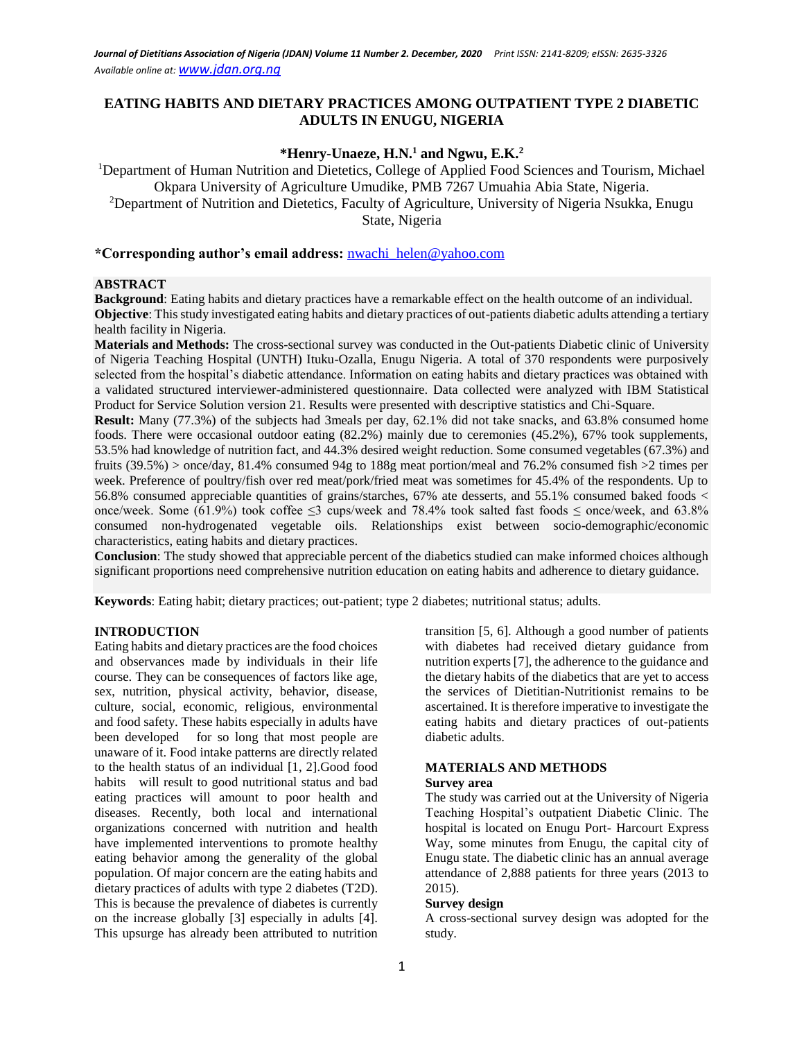# EATING HABITS AND DIETARY PRACTICES AMONG OUTPATIENT TYPE 2 DIABETIC ADULTS IN ENUGU, NIGERIA

**\*Henry-Unaeze, H.N.[1] and Ngwu, E.K.[2]**

[1]Department of Human Nutrition and Dietetics, College of Applied Food Sciences and Tourism, Michael Okpara University of Agriculture Umudike, PMB 7267 Umuahia Abia State, Nigeria.
[2]Department of Nutrition and Dietetics, Faculty of Agriculture, University of Nigeria Nsukka, Enugu State, Nigeria

**\*Corresponding author's email address:** nwachi_helen@yahoo.com

## ABSTRACT

**Background**: Eating habits and dietary practices have a remarkable effect on the health outcome of an individual.
**Objective**: This study investigated eating habits and dietary practices of out-patients diabetic adults attending a tertiary health facility in Nigeria.
**Materials and Methods:** The cross-sectional survey was conducted in the Out-patients Diabetic clinic of University of Nigeria Teaching Hospital (UNTH) Ituku-Ozalla, Enugu Nigeria. A total of 370 respondents were purposively selected from the hospital's diabetic attendance. Information on eating habits and dietary practices was obtained with a validated structured interviewer-administered questionnaire. Data collected were analyzed with IBM Statistical Product for Service Solution version 21. Results were presented with descriptive statistics and Chi-Square.
**Result:** Many (77.3%) of the subjects had 3meals per day, 62.1% did not take snacks, and 63.8% consumed home foods. There were occasional outdoor eating (82.2%) mainly due to ceremonies (45.2%), 67% took supplements, 53.5% had knowledge of nutrition fact, and 44.3% desired weight reduction. Some consumed vegetables (67.3%) and fruits (39.5%) > once/day, 81.4% consumed 94g to 188g meat portion/meal and 76.2% consumed fish >2 times per week. Preference of poultry/fish over red meat/pork/fried meat was sometimes for 45.4% of the respondents. Up to 56.8% consumed appreciable quantities of grains/starches, 67% ate desserts, and 55.1% consumed baked foods < once/week. Some (61.9%) took coffee ≤3 cups/week and 78.4% took salted fast foods ≤ once/week, and 63.8% consumed non-hydrogenated vegetable oils. Relationships exist between socio-demographic/economic characteristics, eating habits and dietary practices.
**Conclusion**: The study showed that appreciable percent of the diabetics studied can make informed choices although significant proportions need comprehensive nutrition education on eating habits and adherence to dietary guidance.

**Keywords**: Eating habit; dietary practices; out-patient; type 2 diabetes; nutritional status; adults.

## INTRODUCTION

Eating habits and dietary practices are the food choices and observances made by individuals in their life course. They can be consequences of factors like age, sex, nutrition, physical activity, behavior, disease, culture, social, economic, religious, environmental and food safety. These habits especially in adults have been developed for so long that most people are unaware of it. Food intake patterns are directly related to the health status of an individual [1, 2].Good food habits will result to good nutritional status and bad eating practices will amount to poor health and diseases. Recently, both local and international organizations concerned with nutrition and health have implemented interventions to promote healthy eating behavior among the generality of the global population. Of major concern are the eating habits and dietary practices of adults with type 2 diabetes (T2D). This is because the prevalence of diabetes is currently on the increase globally [3] especially in adults [4]. This upsurge has already been attributed to nutrition transition [5, 6]. Although a good number of patients with diabetes had received dietary guidance from nutrition experts [7], the adherence to the guidance and the dietary habits of the diabetics that are yet to access the services of Dietitian-Nutritionist remains to be ascertained. It is therefore imperative to investigate the eating habits and dietary practices of out-patients diabetic adults.

## MATERIALS AND METHODS

### Survey area

The study was carried out at the University of Nigeria Teaching Hospital's outpatient Diabetic Clinic. The hospital is located on Enugu Port- Harcourt Express Way, some minutes from Enugu, the capital city of Enugu state. The diabetic clinic has an annual average attendance of 2,888 patients for three years (2013 to 2015).

### Survey design

A cross-sectional survey design was adopted for the study.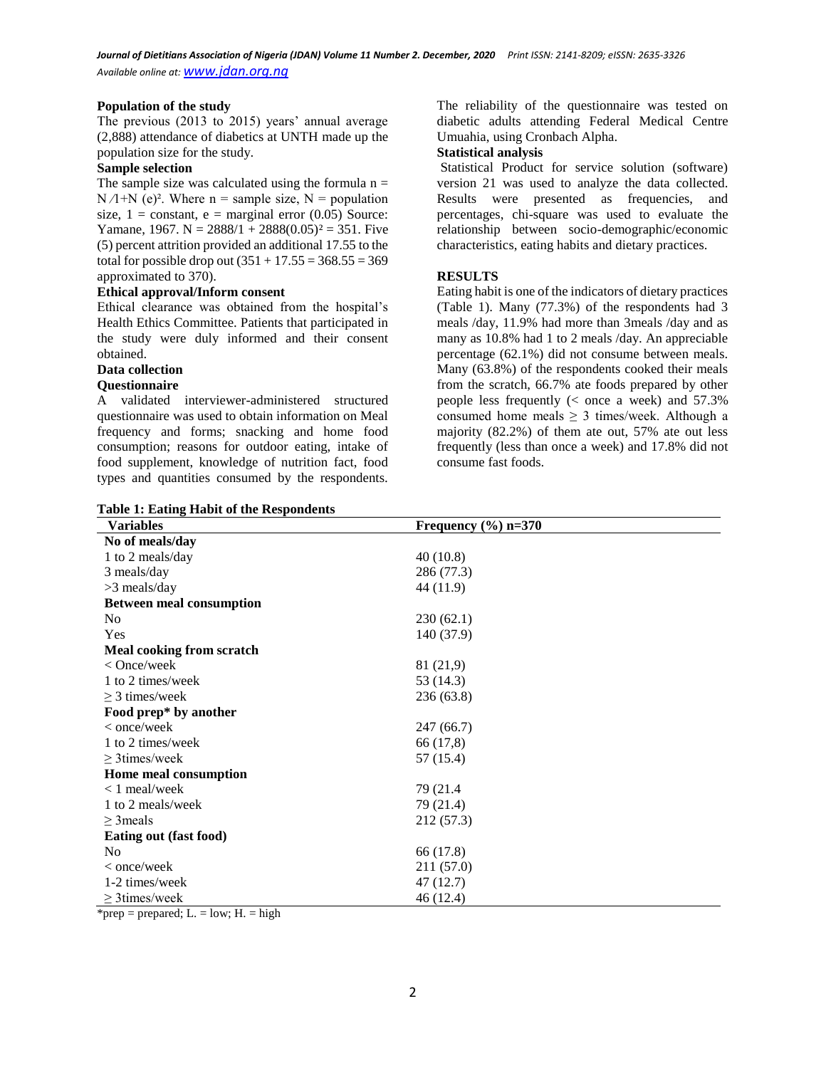### Population of the study

The previous (2013 to 2015) years' annual average (2,888) attendance of diabetics at UNTH made up the population size for the study.

### Sample selection

The sample size was calculated using the formula $n = N/1+N(e)^2$. Where n = sample size, N = population size, 1 = constant, e = marginal error (0.05) Source: Yamane, 1967. $N = 2888/1 + 2888(0.05)^2 = 351$. Five (5) percent attrition provided an additional 17.55 to the total for possible drop out (351 + 17.55 = 368.55 = 369 approximated to 370).

### Ethical approval/Inform consent

Ethical clearance was obtained from the hospital's Health Ethics Committee. Patients that participated in the study were duly informed and their consent obtained.

### Data collection

#### Questionnaire

A validated interviewer-administered structured questionnaire was used to obtain information on Meal frequency and forms; snacking and home food consumption; reasons for outdoor eating, intake of food supplement, knowledge of nutrition fact, food types and quantities consumed by the respondents. The reliability of the questionnaire was tested on diabetic adults attending Federal Medical Centre Umuahia, using Cronbach Alpha.

### Statistical analysis

Statistical Product for service solution (software) version 21 was used to analyze the data collected. Results were presented as frequencies, and percentages, chi-square was used to evaluate the relationship between socio-demographic/economic characteristics, eating habits and dietary practices.

## RESULTS

Eating habit is one of the indicators of dietary practices (Table 1). Many (77.3%) of the respondents had 3 meals /day, 11.9% had more than 3meals /day and as many as 10.8% had 1 to 2 meals /day. An appreciable percentage (62.1%) did not consume between meals. Many (63.8%) of the respondents cooked their meals from the scratch, 66.7% ate foods prepared by other people less frequently (< once a week) and 57.3% consumed home meals ≥ 3 times/week. Although a majority (82.2%) of them ate out, 57% ate out less frequently (less than once a week) and 17.8% did not consume fast foods.

**Table 1: Eating Habit of the Respondents**

| Variables | Frequency (%) n=370 |
|---|---|
| **No of meals/day** | |
| 1 to 2 meals/day | 40 (10.8) |
| 3 meals/day | 286 (77.3) |
| >3 meals/day | 44 (11.9) |
| **Between meal consumption** | |
| No | 230 (62.1) |
| Yes | 140 (37.9) |
| **Meal cooking from scratch** | |
| < Once/week | 81 (21,9) |
| 1 to 2 times/week | 53 (14.3) |
| ≥ 3 times/week | 236 (63.8) |
| **Food prep* by another** | |
| < once/week | 247 (66.7) |
| 1 to 2 times/week | 66 (17,8) |
| ≥ 3times/week | 57 (15.4) |
| **Home meal consumption** | |
| < 1 meal/week | 79 (21.4 |
| 1 to 2 meals/week | 79 (21.4) |
| ≥ 3meals | 212 (57.3) |
| **Eating out (fast food)** | |
| No | 66 (17.8) |
| < once/week | 211 (57.0) |
| 1-2 times/week | 47 (12.7) |
| ≥ 3times/week | 46 (12.4) |

*prep = prepared; L. = low; H. = high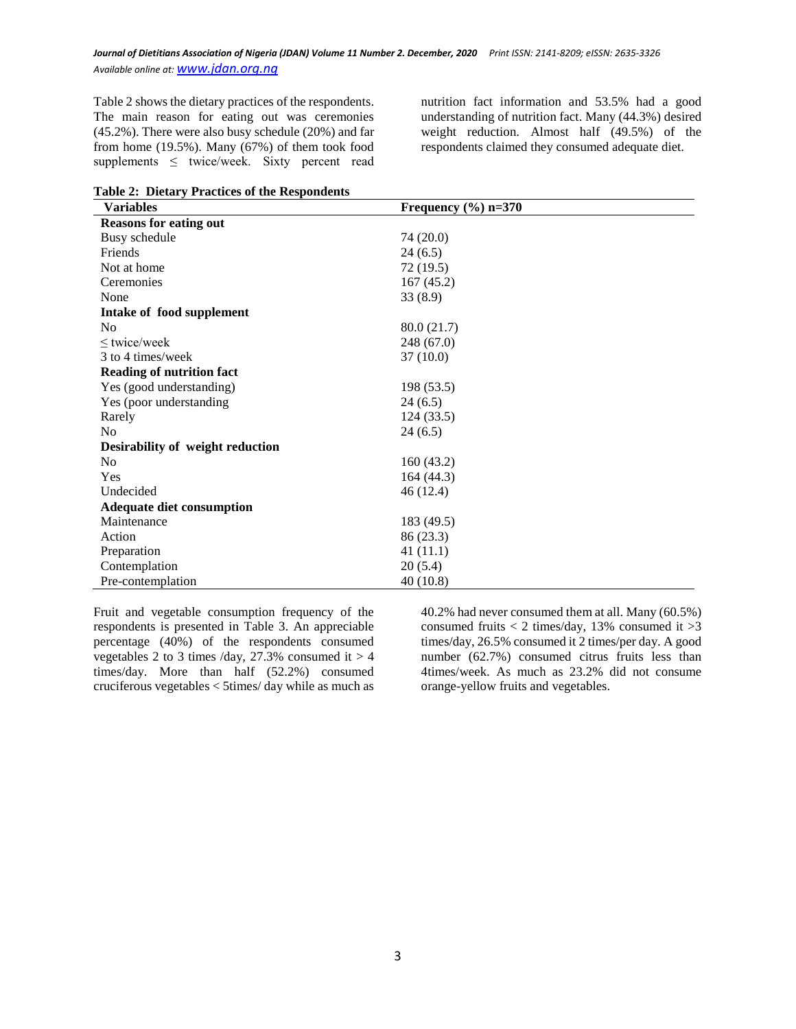Table 2 shows the dietary practices of the respondents. The main reason for eating out was ceremonies (45.2%). There were also busy schedule (20%) and far from home (19.5%). Many (67%) of them took food supplements ≤ twice/week. Sixty percent read nutrition fact information and 53.5% had a good understanding of nutrition fact. Many (44.3%) desired weight reduction. Almost half (49.5%) of the respondents claimed they consumed adequate diet.

**Table 2: Dietary Practices of the Respondents**

| Variables | Frequency (%) n=370 |
|---|---|
| **Reasons for eating out** | |
| Busy schedule | 74 (20.0) |
| Friends | 24 (6.5) |
| Not at home | 72 (19.5) |
| Ceremonies | 167 (45.2) |
| None | 33 (8.9) |
| **Intake of food supplement** | |
| No | 80.0 (21.7) |
| ≤ twice/week | 248 (67.0) |
| 3 to 4 times/week | 37 (10.0) |
| **Reading of nutrition fact** | |
| Yes (good understanding) | 198 (53.5) |
| Yes (poor understanding | 24 (6.5) |
| Rarely | 124 (33.5) |
| No | 24 (6.5) |
| **Desirability of weight reduction** | |
| No | 160 (43.2) |
| Yes | 164 (44.3) |
| Undecided | 46 (12.4) |
| **Adequate diet consumption** | |
| Maintenance | 183 (49.5) |
| Action | 86 (23.3) |
| Preparation | 41 (11.1) |
| Contemplation | 20 (5.4) |
| Pre-contemplation | 40 (10.8) |

Fruit and vegetable consumption frequency of the respondents is presented in Table 3. An appreciable percentage (40%) of the respondents consumed vegetables 2 to 3 times /day, 27.3% consumed it > 4 times/day. More than half (52.2%) consumed cruciferous vegetables < 5times/ day while as much as 40.2% had never consumed them at all. Many (60.5%) consumed fruits < 2 times/day, 13% consumed it >3 times/day, 26.5% consumed it 2 times/per day. A good number (62.7%) consumed citrus fruits less than 4times/week. As much as 23.2% did not consume orange-yellow fruits and vegetables.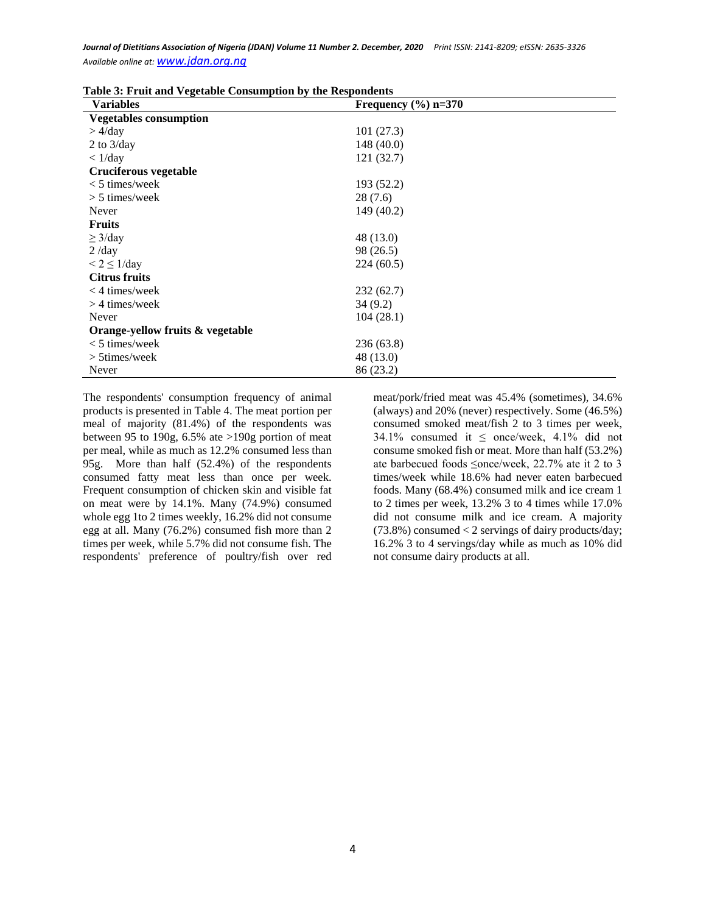**Table 3: Fruit and Vegetable Consumption by the Respondents**

| Variables | Frequency (%) n=370 |
| --- | --- |
| **Vegetables consumption** | |
| > 4/day | 101 (27.3) |
| 2 to 3/day | 148 (40.0) |
| < 1/day | 121 (32.7) |
| **Cruciferous vegetable** | |
| < 5 times/week | 193 (52.2) |
| > 5 times/week | 28 (7.6) |
| Never | 149 (40.2) |
| **Fruits** | |
| ≥ 3/day | 48 (13.0) |
| 2 /day | 98 (26.5) |
| < 2 ≤ 1/day | 224 (60.5) |
| **Citrus fruits** | |
| < 4 times/week | 232 (62.7) |
| > 4 times/week | 34 (9.2) |
| Never | 104 (28.1) |
| **Orange-yellow fruits & vegetable** | |
| < 5 times/week | 236 (63.8) |
| > 5times/week | 48 (13.0) |
| Never | 86 (23.2) |

The respondents' consumption frequency of animal products is presented in Table 4. The meat portion per meal of majority (81.4%) of the respondents was between 95 to 190g, 6.5% ate >190g portion of meat per meal, while as much as 12.2% consumed less than 95g. More than half (52.4%) of the respondents consumed fatty meat less than once per week. Frequent consumption of chicken skin and visible fat on meat were by 14.1%. Many (74.9%) consumed whole egg 1to 2 times weekly, 16.2% did not consume egg at all. Many (76.2%) consumed fish more than 2 times per week, while 5.7% did not consume fish. The respondents' preference of poultry/fish over red meat/pork/fried meat was 45.4% (sometimes), 34.6% (always) and 20% (never) respectively. Some (46.5%) consumed smoked meat/fish 2 to 3 times per week, 34.1% consumed it ≤ once/week, 4.1% did not consume smoked fish or meat. More than half (53.2%) ate barbecued foods ≤once/week, 22.7% ate it 2 to 3 times/week while 18.6% had never eaten barbecued foods. Many (68.4%) consumed milk and ice cream 1 to 2 times per week, 13.2% 3 to 4 times while 17.0% did not consume milk and ice cream. A majority (73.8%) consumed < 2 servings of dairy products/day; 16.2% 3 to 4 servings/day while as much as 10% did not consume dairy products at all.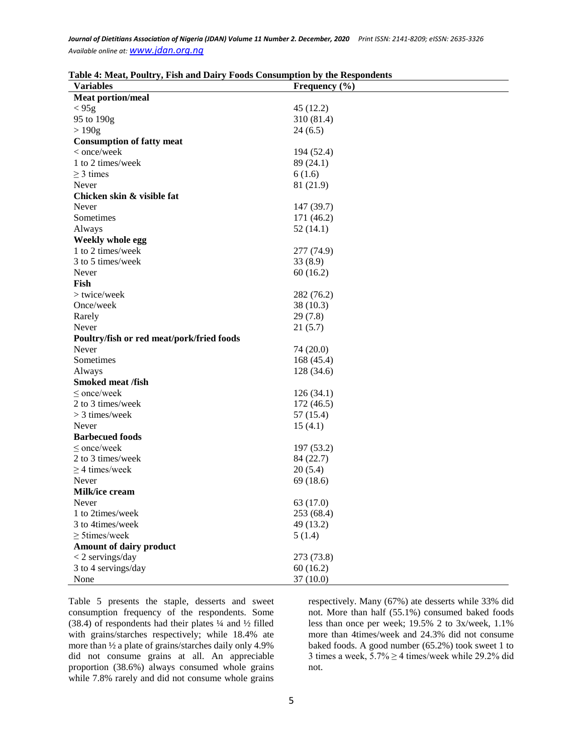**Table 4: Meat, Poultry, Fish and Dairy Foods Consumption by the Respondents**

| Variables | Frequency (%) |
|---|---|
| **Meat portion/meal** | |
| < 95g | 45 (12.2) |
| 95 to 190g | 310 (81.4) |
| > 190g | 24 (6.5) |
| **Consumption of fatty meat** | |
| < once/week | 194 (52.4) |
| 1 to 2 times/week | 89 (24.1) |
| ≥ 3 times | 6 (1.6) |
| Never | 81 (21.9) |
| **Chicken skin & visible fat** | |
| Never | 147 (39.7) |
| Sometimes | 171 (46.2) |
| Always | 52 (14.1) |
| **Weekly whole egg** | |
| 1 to 2 times/week | 277 (74.9) |
| 3 to 5 times/week | 33 (8.9) |
| Never | 60 (16.2) |
| **Fish** | |
| > twice/week | 282 (76.2) |
| Once/week | 38 (10.3) |
| Rarely | 29 (7.8) |
| Never | 21 (5.7) |
| **Poultry/fish or red meat/pork/fried foods** | |
| Never | 74 (20.0) |
| Sometimes | 168 (45.4) |
| Always | 128 (34.6) |
| **Smoked meat /fish** | |
| ≤ once/week | 126 (34.1) |
| 2 to 3 times/week | 172 (46.5) |
| > 3 times/week | 57 (15.4) |
| Never | 15 (4.1) |
| **Barbecued foods** | |
| ≤ once/week | 197 (53.2) |
| 2 to 3 times/week | 84 (22.7) |
| ≥ 4 times/week | 20 (5.4) |
| Never | 69 (18.6) |
| **Milk/ice cream** | |
| Never | 63 (17.0) |
| 1 to 2times/week | 253 (68.4) |
| 3 to 4times/week | 49 (13.2) |
| ≥ 5times/week | 5 (1.4) |
| **Amount of dairy product** | |
| < 2 servings/day | 273 (73.8) |
| 3 to 4 servings/day | 60 (16.2) |
| None | 37 (10.0) |

Table 5 presents the staple, desserts and sweet consumption frequency of the respondents. Some (38.4) of respondents had their plates ¼ and ½ filled with grains/starches respectively; while 18.4% ate more than ½ a plate of grains/starches daily only 4.9% did not consume grains at all. An appreciable proportion (38.6%) always consumed whole grains while 7.8% rarely and did not consume whole grains respectively. Many (67%) ate desserts while 33% did not. More than half (55.1%) consumed baked foods less than once per week; 19.5% 2 to 3x/week, 1.1% more than 4times/week and 24.3% did not consume baked foods. A good number (65.2%) took sweet 1 to 3 times a week, 5.7% ≥ 4 times/week while 29.2% did not.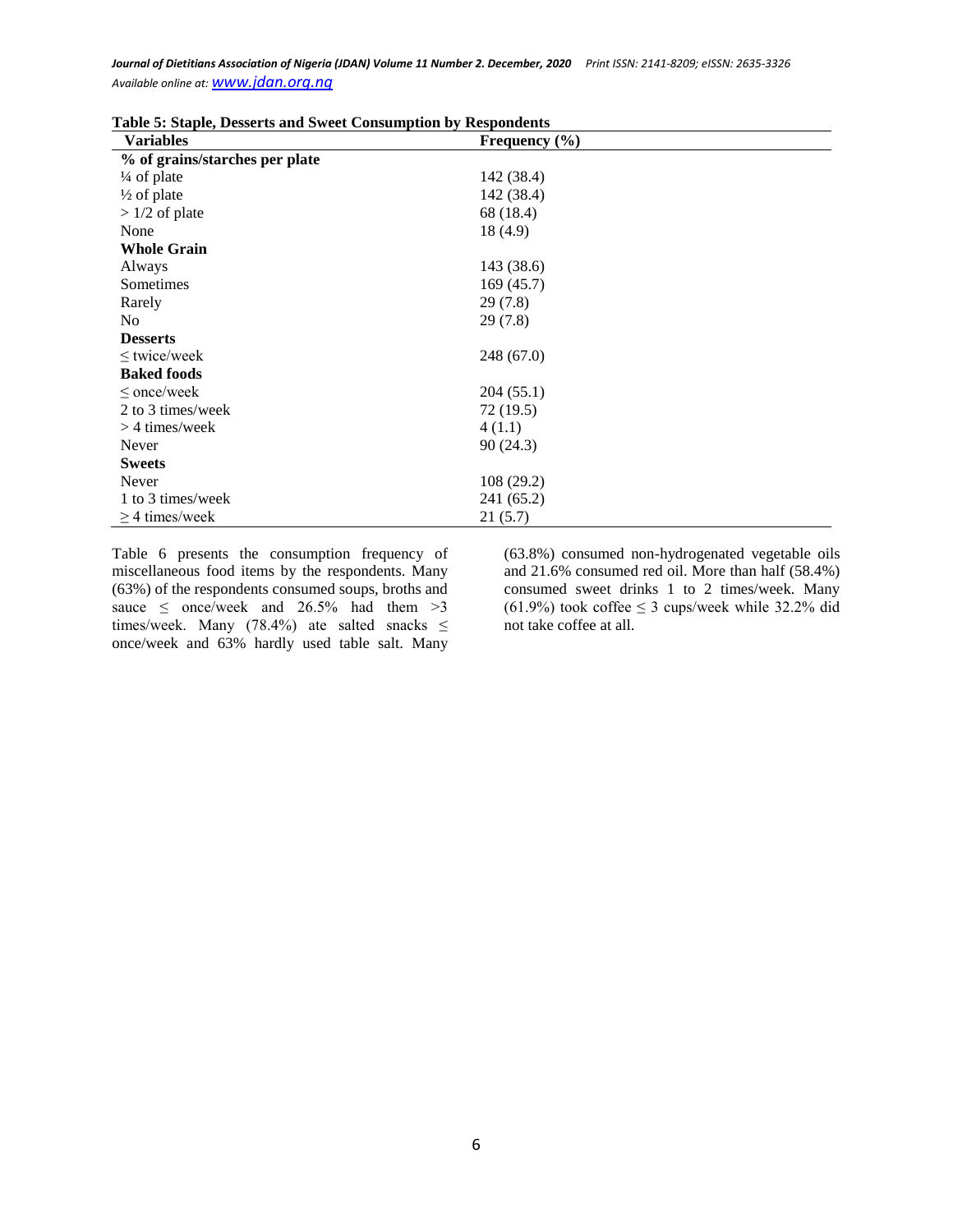**Table 5: Staple, Desserts and Sweet Consumption by Respondents**

| Variables | Frequency (%) |
|---|---|
| **% of grains/starches per plate** | |
| ¼ of plate | 142 (38.4) |
| ½ of plate | 142 (38.4) |
| > 1/2 of plate | 68 (18.4) |
| None | 18 (4.9) |
| **Whole Grain** | |
| Always | 143 (38.6) |
| Sometimes | 169 (45.7) |
| Rarely | 29 (7.8) |
| No | 29 (7.8) |
| **Desserts** | |
| ≤ twice/week | 248 (67.0) |
| **Baked foods** | |
| ≤ once/week | 204 (55.1) |
| 2 to 3 times/week | 72 (19.5) |
| > 4 times/week | 4 (1.1) |
| Never | 90 (24.3) |
| **Sweets** | |
| Never | 108 (29.2) |
| 1 to 3 times/week | 241 (65.2) |
| ≥ 4 times/week | 21 (5.7) |

Table 6 presents the consumption frequency of miscellaneous food items by the respondents. Many (63%) of the respondents consumed soups, broths and sauce ≤ once/week and 26.5% had them >3 times/week. Many (78.4%) ate salted snacks ≤ once/week and 63% hardly used table salt. Many (63.8%) consumed non-hydrogenated vegetable oils and 21.6% consumed red oil. More than half (58.4%) consumed sweet drinks 1 to 2 times/week. Many (61.9%) took coffee ≤ 3 cups/week while 32.2% did not take coffee at all.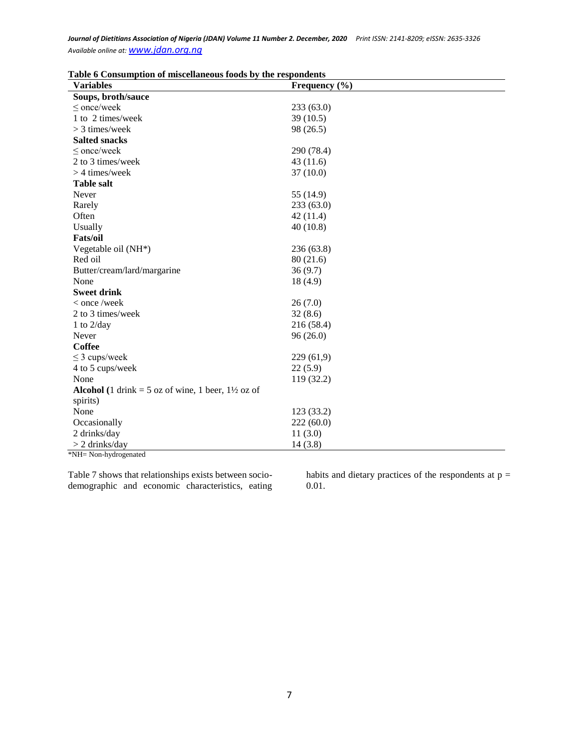**Table 6 Consumption of miscellaneous foods by the respondents**

| Variables | Frequency (%) |
|---|---|
| **Soups, broth/sauce** | |
| ≤ once/week | 233 (63.0) |
| 1 to 2 times/week | 39 (10.5) |
| > 3 times/week | 98 (26.5) |
| **Salted snacks** | |
| ≤ once/week | 290 (78.4) |
| 2 to 3 times/week | 43 (11.6) |
| > 4 times/week | 37 (10.0) |
| **Table salt** | |
| Never | 55 (14.9) |
| Rarely | 233 (63.0) |
| Often | 42 (11.4) |
| Usually | 40 (10.8) |
| **Fats/oil** | |
| Vegetable oil (NH*) | 236 (63.8) |
| Red oil | 80 (21.6) |
| Butter/cream/lard/margarine | 36 (9.7) |
| None | 18 (4.9) |
| **Sweet drink** | |
| < once /week | 26 (7.0) |
| 2 to 3 times/week | 32 (8.6) |
| 1 to 2/day | 216 (58.4) |
| Never | 96 (26.0) |
| **Coffee** | |
| ≤ 3 cups/week | 229 (61,9) |
| 4 to 5 cups/week | 22 (5.9) |
| None | 119 (32.2) |
| **Alcohol** (1 drink = 5 oz of wine, 1 beer, 1½ oz of spirits) | |
| None | 123 (33.2) |
| Occasionally | 222 (60.0) |
| 2 drinks/day | 11 (3.0) |
| > 2 drinks/day | 14 (3.8) |

*NH= Non-hydrogenated

Table 7 shows that relationships exists between socio-demographic and economic characteristics, eating habits and dietary practices of the respondents at $p = 0.01$.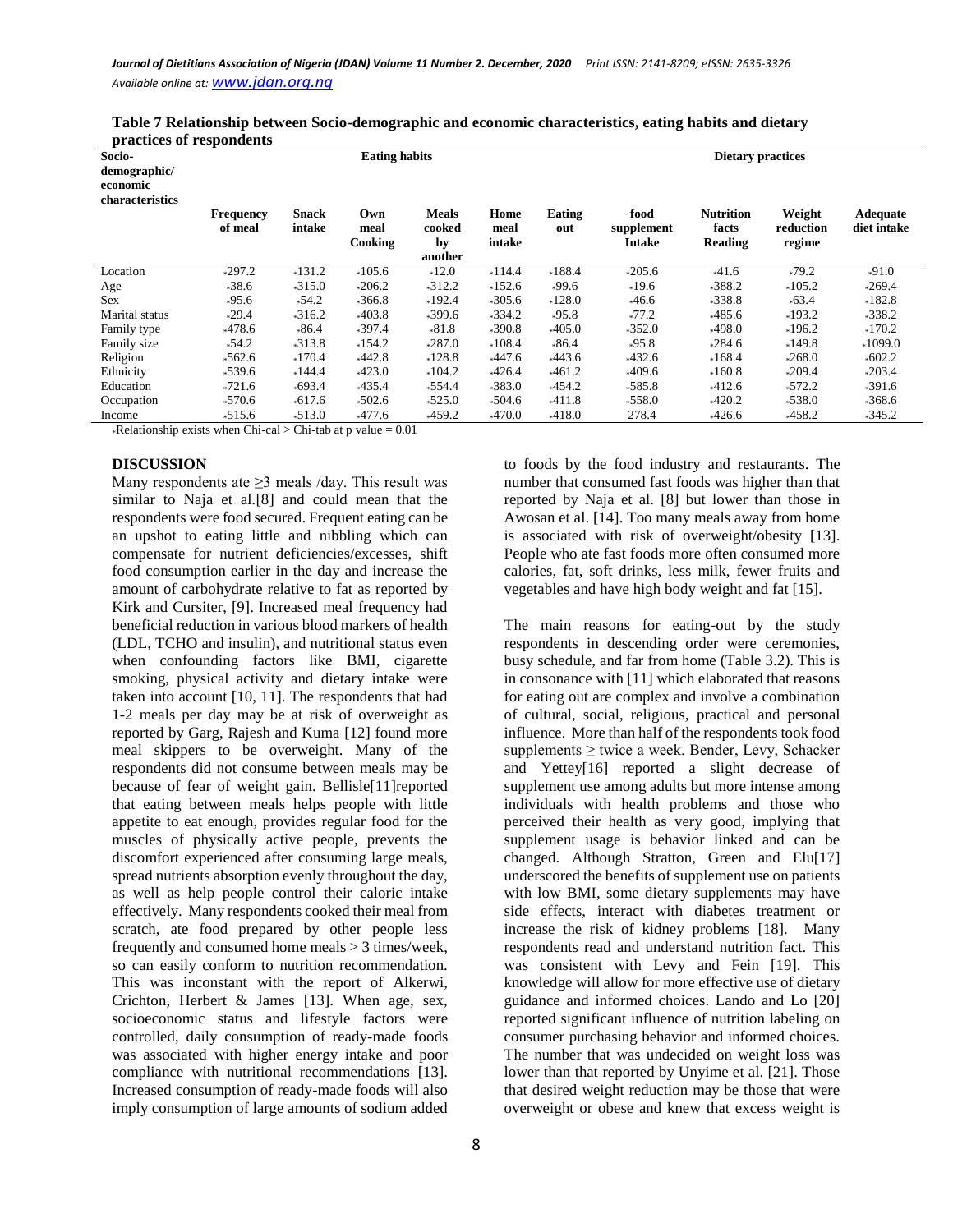**Table 7 Relationship between Socio-demographic and economic characteristics, eating habits and dietary practices of respondents**

| Socio-demographic/ economic characteristics | Eating habits | | | | | | Dietary practices | | | |
|---|---|---|---|---|---|---|---|---|---|---|
| | Frequency of meal | Snack intake | Own meal Cooking | Meals cooked by another | Home meal intake | Eating out | food supplement Intake | Nutrition facts Reading | Weight reduction regime | Adequate diet intake |
| Location | *297.2 | *131.2 | *105.6 | *12.0 | *114.4 | *188.4 | *205.6 | *41.6 | *79.2 | *91.0 |
| Age | *38.6 | *315.0 | *206.2 | *312.2 | *152.6 | *99.6 | *19.6 | *388.2 | *105.2 | *269.4 |
| Sex | *95.6 | *54.2 | *366.8 | *192.4 | *305.6 | *128.0 | *46.6 | *338.8 | *63.4 | *182.8 |
| Marital status | *29.4 | *316.2 | *403.8 | *399.6 | *334.2 | *95.8 | *77.2 | *485.6 | *193.2 | *338.2 |
| Family type | *478.6 | *86.4 | *397.4 | *81.8 | *390.8 | *405.0 | *352.0 | *498.0 | *196.2 | *170.2 |
| Family size | *54.2 | *313.8 | *154.2 | *287.0 | *108.4 | *86.4 | *95.8 | *284.6 | *149.8 | *1099.0 |
| Religion | *562.6 | *170.4 | *442.8 | *128.8 | *447.6 | *443.6 | *432.6 | *168.4 | *268.0 | *602.2 |
| Ethnicity | *539.6 | *144.4 | *423.0 | *104.2 | *426.4 | *461.2 | *409.6 | *160.8 | *209.4 | *203.4 |
| Education | *721.6 | *693.4 | *435.4 | *554.4 | *383.0 | *454.2 | *585.8 | *412.6 | *572.2 | *391.6 |
| Occupation | *570.6 | *617.6 | *502.6 | *525.0 | *504.6 | *411.8 | *558.0 | *420.2 | *538.0 | *368.6 |
| Income | *515.6 | *513.0 | *477.6 | *459.2 | *470.0 | *418.0 | 278.4 | *426.6 | *458.2 | *345.2 |

*Relationship exists when Chi-cal > Chi-tab at p value = 0.01

## DISCUSSION

Many respondents ate ≥3 meals /day. This result was similar to Naja et al.[8] and could mean that the respondents were food secured. Frequent eating can be an upshot to eating little and nibbling which can compensate for nutrient deficiencies/excesses, shift food consumption earlier in the day and increase the amount of carbohydrate relative to fat as reported by Kirk and Cursiter, [9]. Increased meal frequency had beneficial reduction in various blood markers of health (LDL, TCHO and insulin), and nutritional status even when confounding factors like BMI, cigarette smoking, physical activity and dietary intake were taken into account [10, 11]. The respondents that had 1-2 meals per day may be at risk of overweight as reported by Garg, Rajesh and Kuma [12] found more meal skippers to be overweight. Many of the respondents did not consume between meals may be because of fear of weight gain. Bellisle[11]reported that eating between meals helps people with little appetite to eat enough, provides regular food for the muscles of physically active people, prevents the discomfort experienced after consuming large meals, spread nutrients absorption evenly throughout the day, as well as help people control their caloric intake effectively. Many respondents cooked their meal from scratch, ate food prepared by other people less frequently and consumed home meals > 3 times/week, so can easily conform to nutrition recommendation. This was inconstant with the report of Alkerwi, Crichton, Herbert & James [13]. When age, sex, socioeconomic status and lifestyle factors were controlled, daily consumption of ready-made foods was associated with higher energy intake and poor compliance with nutritional recommendations [13]. Increased consumption of ready-made foods will also imply consumption of large amounts of sodium added to foods by the food industry and restaurants. The number that consumed fast foods was higher than that reported by Naja et al. [8] but lower than those in Awosan et al. [14]. Too many meals away from home is associated with risk of overweight/obesity [13]. People who ate fast foods more often consumed more calories, fat, soft drinks, less milk, fewer fruits and vegetables and have high body weight and fat [15].

The main reasons for eating-out by the study respondents in descending order were ceremonies, busy schedule, and far from home (Table 3.2). This is in consonance with [11] which elaborated that reasons for eating out are complex and involve a combination of cultural, social, religious, practical and personal influence. More than half of the respondents took food supplements ≥ twice a week. Bender, Levy, Schacker and Yettey[16] reported a slight decrease of supplement use among adults but more intense among individuals with health problems and those who perceived their health as very good, implying that supplement usage is behavior linked and can be changed. Although Stratton, Green and Elu[17] underscored the benefits of supplement use on patients with low BMI, some dietary supplements may have side effects, interact with diabetes treatment or increase the risk of kidney problems [18]. Many respondents read and understand nutrition fact. This was consistent with Levy and Fein [19]. This knowledge will allow for more effective use of dietary guidance and informed choices. Lando and Lo [20] reported significant influence of nutrition labeling on consumer purchasing behavior and informed choices. The number that was undecided on weight loss was lower than that reported by Unyime et al. [21]. Those that desired weight reduction may be those that were overweight or obese and knew that excess weight is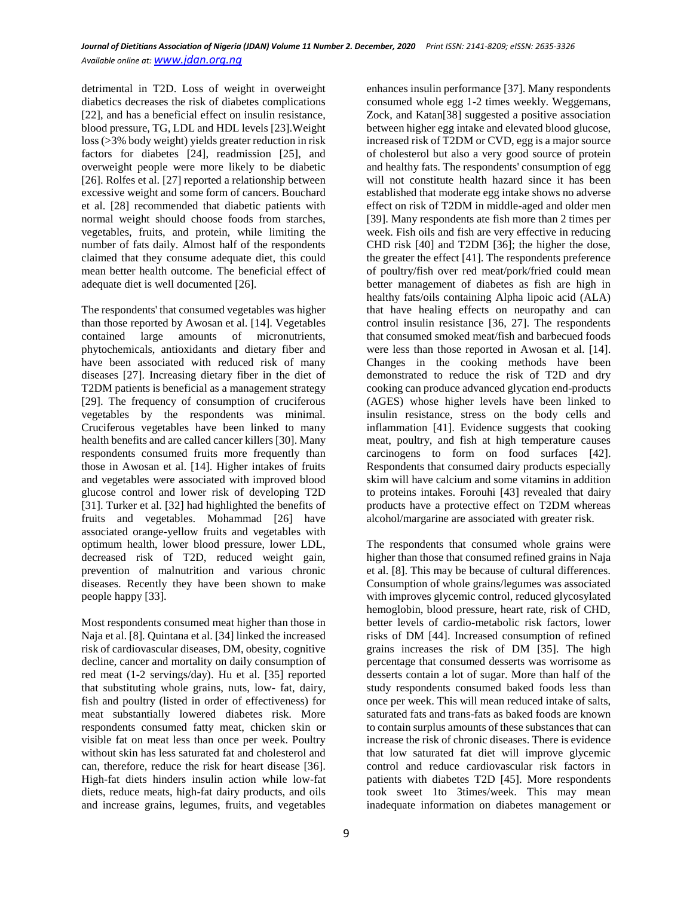detrimental in T2D. Loss of weight in overweight diabetics decreases the risk of diabetes complications [22], and has a beneficial effect on insulin resistance, blood pressure, TG, LDL and HDL levels [23].Weight loss (>3% body weight) yields greater reduction in risk factors for diabetes [24], readmission [25], and overweight people were more likely to be diabetic [26]. Rolfes et al. [27] reported a relationship between excessive weight and some form of cancers. Bouchard et al. [28] recommended that diabetic patients with normal weight should choose foods from starches, vegetables, fruits, and protein, while limiting the number of fats daily. Almost half of the respondents claimed that they consume adequate diet, this could mean better health outcome. The beneficial effect of adequate diet is well documented [26].

The respondents' that consumed vegetables was higher than those reported by Awosan et al. [14]. Vegetables contained large amounts of micronutrients, phytochemicals, antioxidants and dietary fiber and have been associated with reduced risk of many diseases [27]. Increasing dietary fiber in the diet of T2DM patients is beneficial as a management strategy [29]. The frequency of consumption of cruciferous vegetables by the respondents was minimal. Cruciferous vegetables have been linked to many health benefits and are called cancer killers [30]. Many respondents consumed fruits more frequently than those in Awosan et al. [14]. Higher intakes of fruits and vegetables were associated with improved blood glucose control and lower risk of developing T2D [31]. Turker et al. [32] had highlighted the benefits of fruits and vegetables. Mohammad [26] have associated orange-yellow fruits and vegetables with optimum health, lower blood pressure, lower LDL, decreased risk of T2D, reduced weight gain, prevention of malnutrition and various chronic diseases. Recently they have been shown to make people happy [33].

Most respondents consumed meat higher than those in Naja et al. [8]. Quintana et al. [34] linked the increased risk of cardiovascular diseases, DM, obesity, cognitive decline, cancer and mortality on daily consumption of red meat (1-2 servings/day). Hu et al. [35] reported that substituting whole grains, nuts, low- fat, dairy, fish and poultry (listed in order of effectiveness) for meat substantially lowered diabetes risk. More respondents consumed fatty meat, chicken skin or visible fat on meat less than once per week. Poultry without skin has less saturated fat and cholesterol and can, therefore, reduce the risk for heart disease [36]. High-fat diets hinders insulin action while low-fat diets, reduce meats, high-fat dairy products, and oils and increase grains, legumes, fruits, and vegetables enhances insulin performance [37]. Many respondents consumed whole egg 1-2 times weekly. Weggemans, Zock, and Katan[38] suggested a positive association between higher egg intake and elevated blood glucose, increased risk of T2DM or CVD, egg is a major source of cholesterol but also a very good source of protein and healthy fats. The respondents' consumption of egg will not constitute health hazard since it has been established that moderate egg intake shows no adverse effect on risk of T2DM in middle-aged and older men [39]. Many respondents ate fish more than 2 times per week. Fish oils and fish are very effective in reducing CHD risk [40] and T2DM [36]; the higher the dose, the greater the effect [41]. The respondents preference of poultry/fish over red meat/pork/fried could mean better management of diabetes as fish are high in healthy fats/oils containing Alpha lipoic acid (ALA) that have healing effects on neuropathy and can control insulin resistance [36, 27]. The respondents that consumed smoked meat/fish and barbecued foods were less than those reported in Awosan et al. [14]. Changes in the cooking methods have been demonstrated to reduce the risk of T2D and dry cooking can produce advanced glycation end-products (AGES) whose higher levels have been linked to insulin resistance, stress on the body cells and inflammation [41]. Evidence suggests that cooking meat, poultry, and fish at high temperature causes carcinogens to form on food surfaces [42]. Respondents that consumed dairy products especially skim will have calcium and some vitamins in addition to proteins intakes. Forouhi [43] revealed that dairy products have a protective effect on T2DM whereas alcohol/margarine are associated with greater risk.

The respondents that consumed whole grains were higher than those that consumed refined grains in Naja et al. [8]. This may be because of cultural differences. Consumption of whole grains/legumes was associated with improves glycemic control, reduced glycosylated hemoglobin, blood pressure, heart rate, risk of CHD, better levels of cardio-metabolic risk factors, lower risks of DM [44]. Increased consumption of refined grains increases the risk of DM [35]. The high percentage that consumed desserts was worrisome as desserts contain a lot of sugar. More than half of the study respondents consumed baked foods less than once per week. This will mean reduced intake of salts, saturated fats and trans-fats as baked foods are known to contain surplus amounts of these substances that can increase the risk of chronic diseases. There is evidence that low saturated fat diet will improve glycemic control and reduce cardiovascular risk factors in patients with diabetes T2D [45]. More respondents took sweet 1to 3times/week. This may mean inadequate information on diabetes management or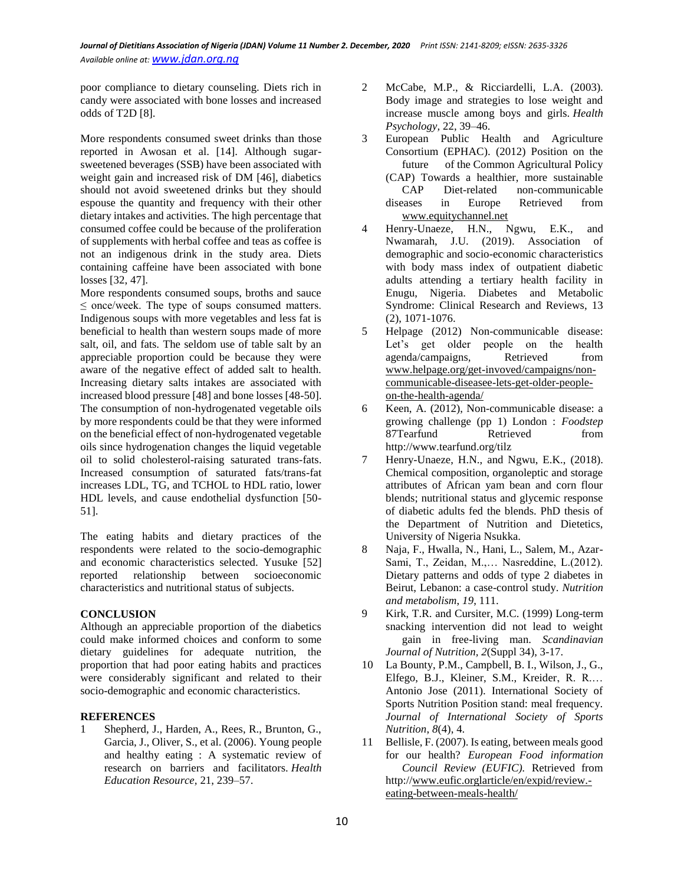poor compliance to dietary counseling. Diets rich in candy were associated with bone losses and increased odds of T2D [8].

More respondents consumed sweet drinks than those reported in Awosan et al. [14]. Although sugar-sweetened beverages (SSB) have been associated with weight gain and increased risk of DM [46], diabetics should not avoid sweetened drinks but they should espouse the quantity and frequency with their other dietary intakes and activities. The high percentage that consumed coffee could be because of the proliferation of supplements with herbal coffee and teas as coffee is not an indigenous drink in the study area. Diets containing caffeine have been associated with bone losses [32, 47].

More respondents consumed soups, broths and sauce ≤ once/week. The type of soups consumed matters. Indigenous soups with more vegetables and less fat is beneficial to health than western soups made of more salt, oil, and fats. The seldom use of table salt by an appreciable proportion could be because they were aware of the negative effect of added salt to health. Increasing dietary salts intakes are associated with increased blood pressure [48] and bone losses [48-50]. The consumption of non-hydrogenated vegetable oils by more respondents could be that they were informed on the beneficial effect of non-hydrogenated vegetable oils since hydrogenation changes the liquid vegetable oil to solid cholesterol-raising saturated trans-fats. Increased consumption of saturated fats/trans-fat increases LDL, TG, and TCHOL to HDL ratio, lower HDL levels, and cause endothelial dysfunction [50-51].

The eating habits and dietary practices of the respondents were related to the socio-demographic and economic characteristics selected. Yusuke [52] reported relationship between socioeconomic characteristics and nutritional status of subjects.

## CONCLUSION

Although an appreciable proportion of the diabetics could make informed choices and conform to some dietary guidelines for adequate nutrition, the proportion that had poor eating habits and practices were considerably significant and related to their socio-demographic and economic characteristics.

## REFERENCES

1. Shepherd, J., Harden, A., Rees, R., Brunton, G., Garcia, J., Oliver, S., et al. (2006). Young people and healthy eating : A systematic review of research on barriers and facilitators. *Health Education Resource*, 21, 239–57.
2. McCabe, M.P., & Ricciardelli, L.A. (2003). Body image and strategies to lose weight and increase muscle among boys and girls. *Health Psychology*, 22, 39–46.
3. European Public Health and Agriculture Consortium (EPHAC). (2012) Position on the future of the Common Agricultural Policy (CAP) Towards a healthier, more sustainable CAP Diet-related non-communicable diseases in Europe Retrieved from www.equitychannel.net
4. Henry-Unaeze, H.N., Ngwu, E.K., and Nwamarah, J.U. (2019). Association of demographic and socio-economic characteristics with body mass index of outpatient diabetic adults attending a tertiary health facility in Enugu, Nigeria. Diabetes and Metabolic Syndrome: Clinical Research and Reviews, 13 (2), 1071-1076.
5. Helpage (2012) Non-communicable disease: Let's get older people on the health agenda/campaigns, Retrieved from www.helpage.org/get-invoved/campaigns/non-communicable-diseasee-lets-get-older-people-on-the-health-agenda/
6. Keen, A. (2012), Non-communicable disease: a growing challenge (pp 1) London : *Foodstep* 87Tearfund Retrieved from http://www.tearfund.org/tilz
7. Henry-Unaeze, H.N., and Ngwu, E.K., (2018). Chemical composition, organoleptic and storage attributes of African yam bean and corn flour blends; nutritional status and glycemic response of diabetic adults fed the blends. PhD thesis of the Department of Nutrition and Dietetics, University of Nigeria Nsukka.
8. Naja, F., Hwalla, N., Hani, L., Salem, M., Azar-Sami, T., Zeidan, M.,… Nasreddine, L.(2012). Dietary patterns and odds of type 2 diabetes in Beirut, Lebanon: a case-control study. *Nutrition and metabolism*, *19*, 111.
9. Kirk, T.R. and Cursiter, M.C. (1999) Long-term snacking intervention did not lead to weight gain in free-living man. *Scandinavian Journal of Nutrition, 2*(Suppl 34), 3-17.
10. La Bounty, P.M., Campbell, B. I., Wilson, J., G., Elfego, B.J., Kleiner, S.M., Kreider, R. R.… Antonio Jose (2011). International Society of Sports Nutrition Position stand: meal frequency. *Journal of International Society of Sports Nutrition*, *8*(4), 4.
11. Bellisle, F. (2007). Is eating, between meals good for our health? *European Food information Council Review (EUFIC).* Retrieved from http://www.eufic.orglarticle/en/expid/review.-eating-between-meals-health/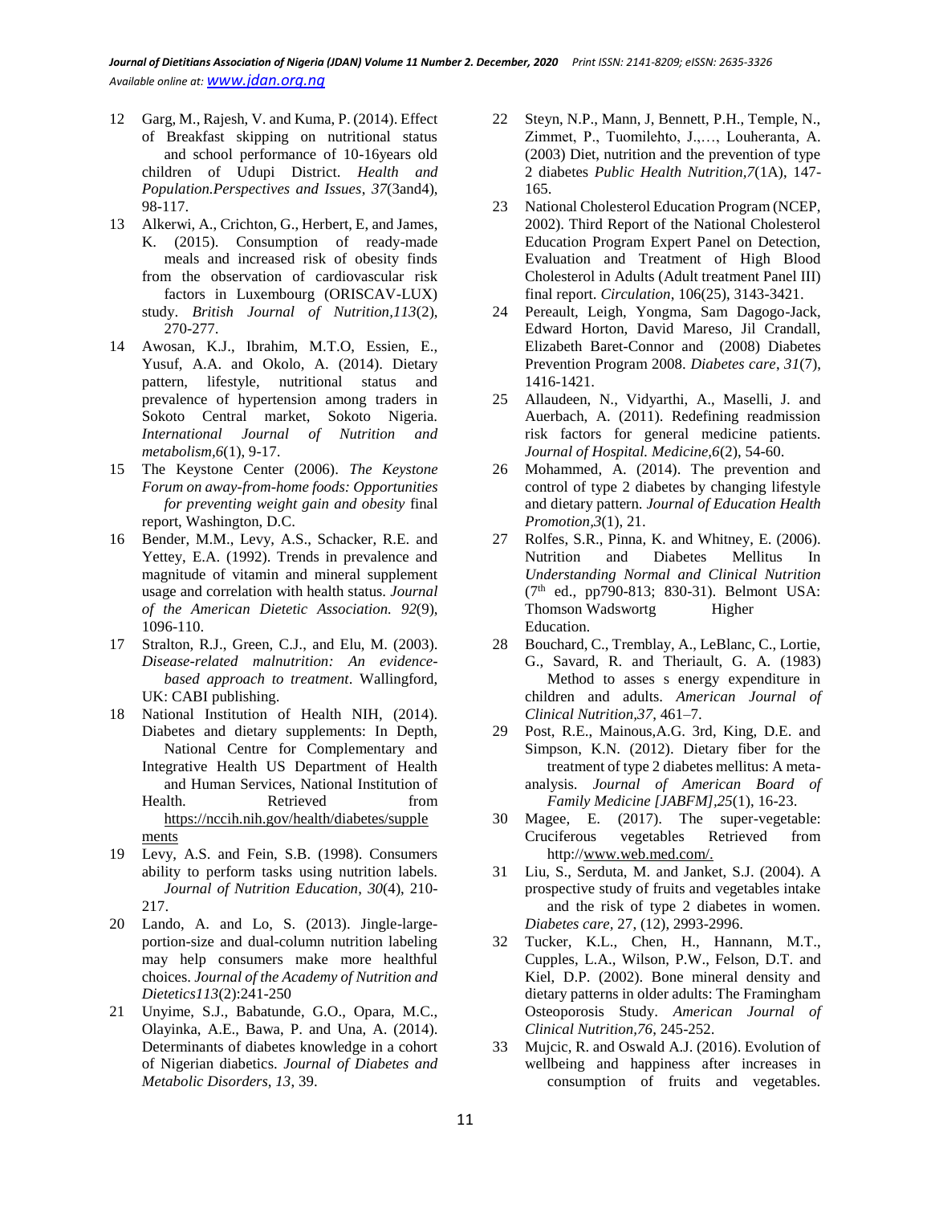12 Garg, M., Rajesh, V. and Kuma, P. (2014). Effect of Breakfast skipping on nutritional status and school performance of 10-16years old children of Udupi District. *Health and Population.Perspectives and Issues*, *37*(3and4), 98-117.

13 Alkerwi, A., Crichton, G., Herbert, E, and James, K. (2015). Consumption of ready-made meals and increased risk of obesity finds from the observation of cardiovascular risk factors in Luxembourg (ORISCAV-LUX) study. *British Journal of Nutrition*,*113*(2), 270-277.

14 Awosan, K.J., Ibrahim, M.T.O, Essien, E., Yusuf, A.A. and Okolo, A. (2014). Dietary pattern, lifestyle, nutritional status and prevalence of hypertension among traders in Sokoto Central market, Sokoto Nigeria. *International Journal of Nutrition and metabolism*,*6*(1), 9-17.

15 The Keystone Center (2006). *The Keystone Forum on away-from-home foods: Opportunities for preventing weight gain and obesity* final report, Washington, D.C.

16 Bender, M.M., Levy, A.S., Schacker, R.E. and Yettey, E.A. (1992). Trends in prevalence and magnitude of vitamin and mineral supplement usage and correlation with health status. *Journal of the American Dietetic Association. 92*(9), 1096-110.

17 Stralton, R.J., Green, C.J., and Elu, M. (2003). *Disease-related malnutrition: An evidence-based approach to treatment*. Wallingford, UK: CABI publishing.

18 National Institution of Health NIH, (2014). Diabetes and dietary supplements: In Depth, National Centre for Complementary and Integrative Health US Department of Health and Human Services, National Institution of Health. Retrieved from https://nccih.nih.gov/health/diabetes/supplements

19 Levy, A.S. and Fein, S.B. (1998). Consumers ability to perform tasks using nutrition labels. *Journal of Nutrition Education, 30*(4), 210-217.

20 Lando, A. and Lo, S. (2013). Jingle-large-portion-size and dual-column nutrition labeling may help consumers make more healthful choices. *Journal of the Academy of Nutrition and Dietetics113*(2):241-250

21 Unyime, S.J., Babatunde, G.O., Opara, M.C., Olayinka, A.E., Bawa, P. and Una, A. (2014). Determinants of diabetes knowledge in a cohort of Nigerian diabetics. *Journal of Diabetes and Metabolic Disorders*, *13*, 39.

22 Steyn, N.P., Mann, J, Bennett, P.H., Temple, N., Zimmet, P., Tuomilehto, J.,…, Louheranta, A. (2003) Diet, nutrition and the prevention of type 2 diabetes *Public Health Nutrition,7*(1A), 147-165.

23 National Cholesterol Education Program (NCEP, 2002). Third Report of the National Cholesterol Education Program Expert Panel on Detection, Evaluation and Treatment of High Blood Cholesterol in Adults (Adult treatment Panel III) final report. *Circulation*, 106(25), 3143-3421.

24 Pereault, Leigh, Yongma, Sam Dagogo-Jack, Edward Horton, David Mareso, Jil Crandall, Elizabeth Baret-Connor and (2008) Diabetes Prevention Program 2008. *Diabetes care*, *31*(7), 1416-1421.

25 Allaudeen, N., Vidyarthi, A., Maselli, J. and Auerbach, A. (2011). Redefining readmission risk factors for general medicine patients. *Journal of Hospital. Medicine,6*(2), 54-60.

26 Mohammed, A. (2014). The prevention and control of type 2 diabetes by changing lifestyle and dietary pattern. *Journal of Education Health Promotion,3*(1), 21.

27 Rolfes, S.R., Pinna, K. and Whitney, E. (2006). Nutrition and Diabetes Mellitus In *Understanding Normal and Clinical Nutrition* (7th ed., pp790-813; 830-31). Belmont USA: Thomson Wadswortg Higher Education.

28 Bouchard, C., Tremblay, A., LeBlanc, C., Lortie, G., Savard, R. and Theriault, G. A. (1983) Method to asses s energy expenditure in children and adults. *American Journal of Clinical Nutrition,37*, 461–7.

29 Post, R.E., Mainous,A.G. 3rd, King, D.E. and Simpson, K.N. (2012). Dietary fiber for the treatment of type 2 diabetes mellitus: A meta-analysis. *Journal of American Board of Family Medicine [JABFM],25*(1), 16-23.

30 Magee, E. (2017). The super-vegetable: Cruciferous vegetables Retrieved from http://www.web.med.com/.

31 Liu, S., Serduta, M. and Janket, S.J. (2004). A prospective study of fruits and vegetables intake and the risk of type 2 diabetes in women. *Diabetes care*, 27, (12), 2993-2996.

32 Tucker, K.L., Chen, H., Hannann, M.T., Cupples, L.A., Wilson, P.W., Felson, D.T. and Kiel, D.P. (2002). Bone mineral density and dietary patterns in older adults: The Framingham Osteoporosis Study. *American Journal of Clinical Nutrition,76*, 245-252.

33 Mujcic, R. and Oswald A.J. (2016). Evolution of wellbeing and happiness after increases in consumption of fruits and vegetables.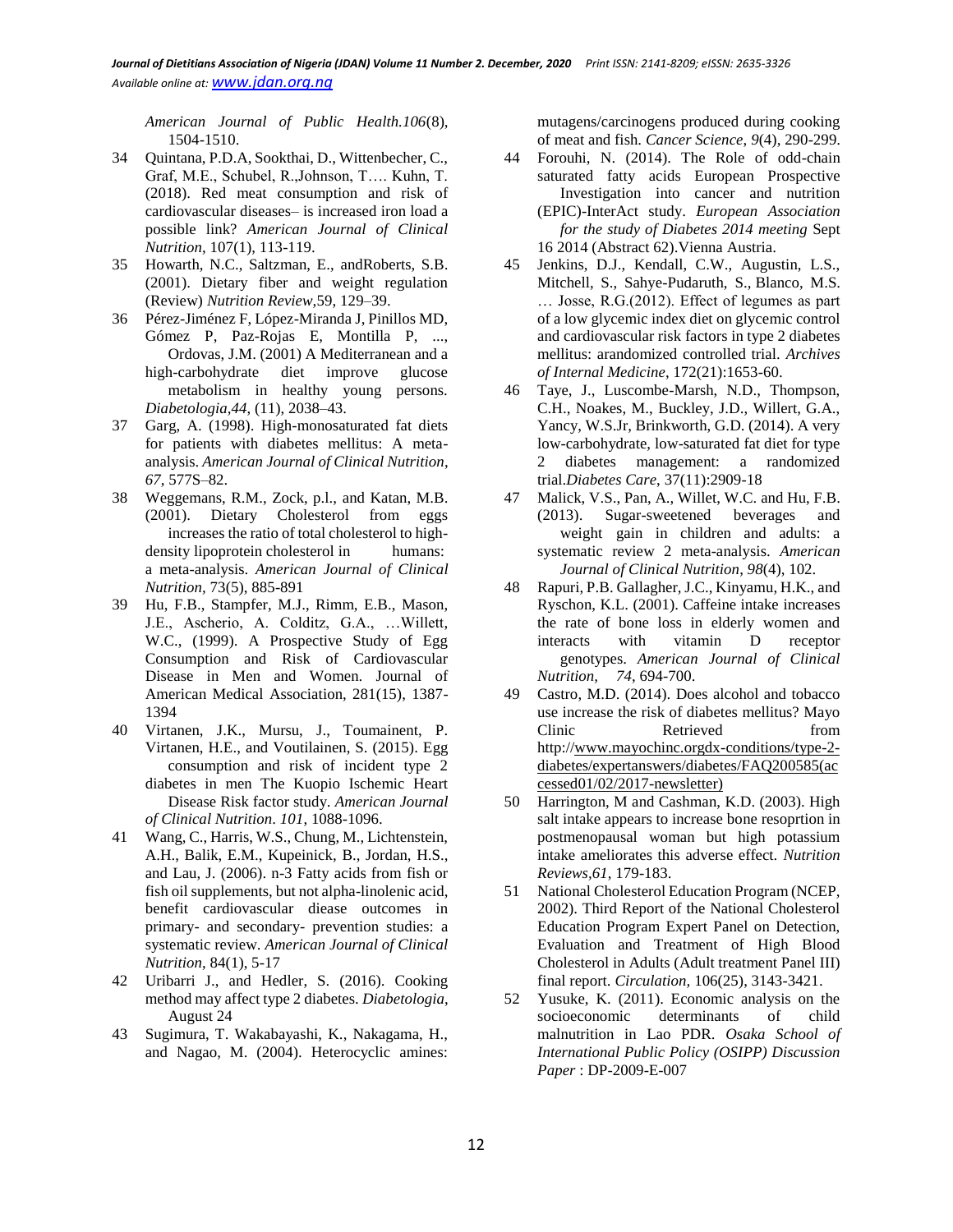American Journal of Public Health.106(8), 1504-1510.

34 Quintana, P.D.A, Sookthai, D., Wittenbecher, C., Graf, M.E., Schubel, R.,Johnson, T…. Kuhn, T. (2018). Red meat consumption and risk of cardiovascular diseases– is increased iron load a possible link? *American Journal of Clinical Nutrition*, 107(1), 113-119.

35 Howarth, N.C., Saltzman, E., andRoberts, S.B. (2001). Dietary fiber and weight regulation (Review) *Nutrition Review*,59, 129–39.

36 Pérez-Jiménez F, López-Miranda J, Pinillos MD, Gómez P, Paz-Rojas E, Montilla P, ..., Ordovas, J.M. (2001) A Mediterranean and a high-carbohydrate diet improve glucose metabolism in healthy young persons. *Diabetologia*,*44*, (11), 2038–43.

37 Garg, A. (1998). High-monosaturated fat diets for patients with diabetes mellitus: A meta-analysis. *American Journal of Clinical Nutrition*, *67*, 577S–82.

38 Weggemans, R.M., Zock, p.l., and Katan, M.B. (2001). Dietary Cholesterol from eggs increases the ratio of total cholesterol to high-density lipoprotein cholesterol in humans: a meta-analysis. *American Journal of Clinical Nutrition*, 73(5), 885-891

39 Hu, F.B., Stampfer, M.J., Rimm, E.B., Mason, J.E., Ascherio, A. Colditz, G.A., …Willett, W.C., (1999). A Prospective Study of Egg Consumption and Risk of Cardiovascular Disease in Men and Women. Journal of American Medical Association, 281(15), 1387-1394

40 Virtanen, J.K., Mursu, J., Toumainent, P. Virtanen, H.E., and Voutilainen, S. (2015). Egg consumption and risk of incident type 2 diabetes in men The Kuopio Ischemic Heart Disease Risk factor study. *American Journal of Clinical Nutrition*. *101*, 1088-1096.

41 Wang, C., Harris, W.S., Chung, M., Lichtenstein, A.H., Balik, E.M., Kupeinick, B., Jordan, H.S., and Lau, J. (2006). n-3 Fatty acids from fish or fish oil supplements, but not alpha-linolenic acid, benefit cardiovascular diease outcomes in primary- and secondary- prevention studies: a systematic review. *American Journal of Clinical Nutrition*, 84(1), 5-17

42 Uribarri J., and Hedler, S. (2016). Cooking method may affect type 2 diabetes. *Diabetologia*, August 24

43 Sugimura, T. Wakabayashi, K., Nakagama, H., and Nagao, M. (2004). Heterocyclic amines: mutagens/carcinogens produced during cooking of meat and fish. *Cancer Science*, *9*(4), 290-299.

44 Forouhi, N. (2014). The Role of odd-chain saturated fatty acids European Prospective Investigation into cancer and nutrition (EPIC)-InterAct study. *European Association for the study of Diabetes 2014 meeting* Sept 16 2014 (Abstract 62).Vienna Austria.

45 Jenkins, D.J., Kendall, C.W., Augustin, L.S., Mitchell, S., Sahye-Pudaruth, S., Blanco, M.S. … Josse, R.G.(2012). Effect of legumes as part of a low glycemic index diet on glycemic control and cardiovascular risk factors in type 2 diabetes mellitus: arandomized controlled trial. *Archives of Internal Medicine*, 172(21):1653-60.

46 Taye, J., Luscombe-Marsh, N.D., Thompson, C.H., Noakes, M., Buckley, J.D., Willert, G.A., Yancy, W.S.Jr, Brinkworth, G.D. (2014). A very low-carbohydrate, low-saturated fat diet for type 2 diabetes management: a randomized trial.*Diabetes Care*, 37(11):2909-18

47 Malick, V.S., Pan, A., Willet, W.C. and Hu, F.B. (2013). Sugar-sweetened beverages and weight gain in children and adults: a systematic review 2 meta-analysis. *American Journal of Clinical Nutrition*, *98*(4), 102.

48 Rapuri, P.B. Gallagher, J.C., Kinyamu, H.K., and Ryschon, K.L. (2001). Caffeine intake increases the rate of bone loss in elderly women and interacts with vitamin D receptor genotypes. *American Journal of Clinical Nutrition*, *74*, 694-700.

49 Castro, M.D. (2014). Does alcohol and tobacco use increase the risk of diabetes mellitus? Mayo Clinic Retrieved from http://www.mayochinc.orgdx-conditions/type-2-diabetes/expertanswers/diabetes/FAQ200585(accessed01/02/2017-newsletter)

50 Harrington, M and Cashman, K.D. (2003). High salt intake appears to increase bone resoprtion in postmenopausal woman but high potassium intake ameliorates this adverse effect. *Nutrition Reviews*,*61*, 179-183.

51 National Cholesterol Education Program (NCEP, 2002). Third Report of the National Cholesterol Education Program Expert Panel on Detection, Evaluation and Treatment of High Blood Cholesterol in Adults (Adult treatment Panel III) final report. *Circulation*, 106(25), 3143-3421.

52 Yusuke, K. (2011). Economic analysis on the socioeconomic determinants of child malnutrition in Lao PDR. *Osaka School of International Public Policy (OSIPP) Discussion Paper* : DP-2009-E-007